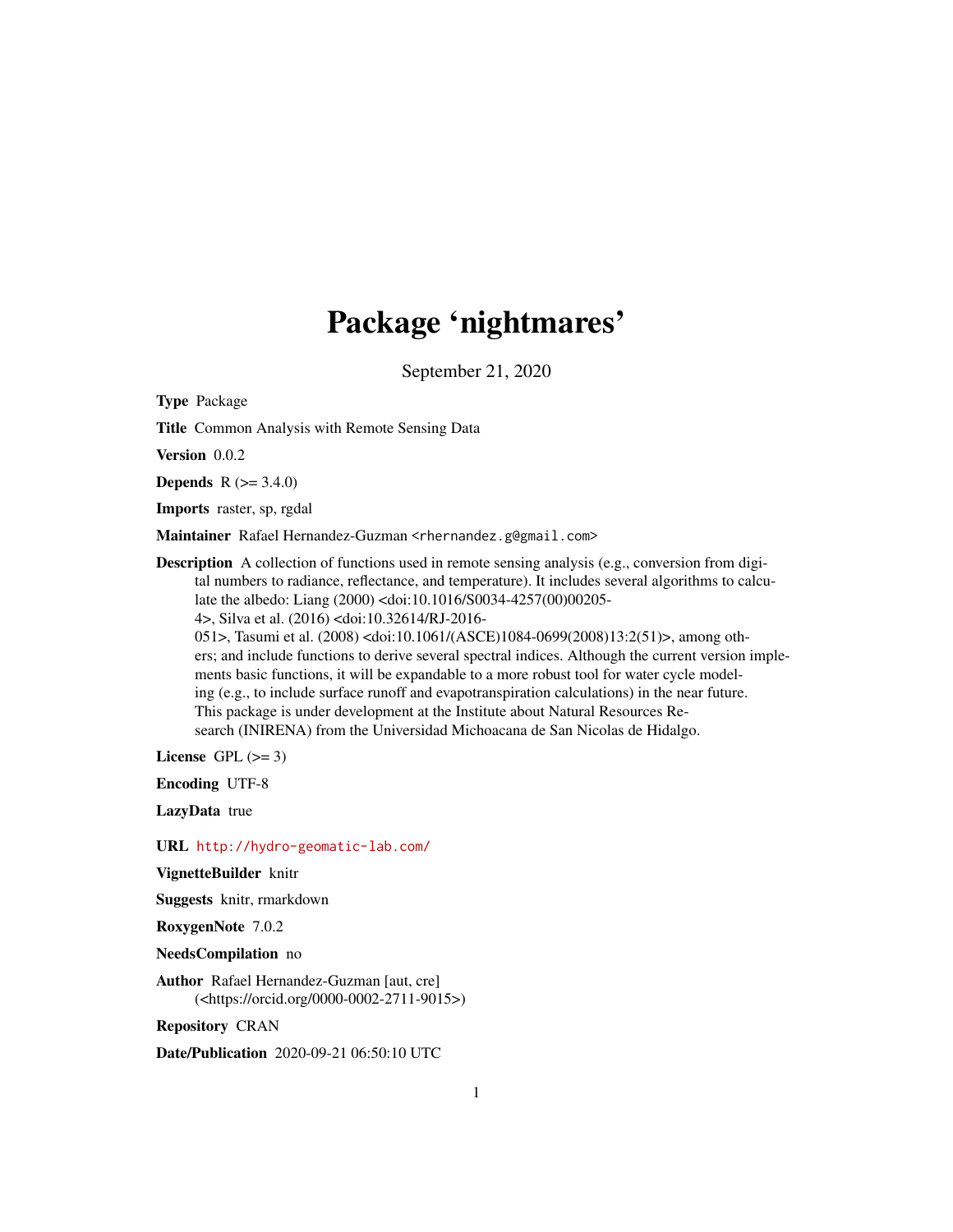# Package 'nightmares'

September 21, 2020

**Type** Package

**Title** Common Analysis with Remote Sensing Data

**Version** 0.0.2

**Depends** R (>= 3.4.0)

**Imports** raster, sp, rgdal

**Maintainer** Rafael Hernandez-Guzman <rhernandez.g@gmail.com>

**Description** A collection of functions used in remote sensing analysis (e.g., conversion from digital numbers to radiance, reflectance, and temperature). It includes several algorithms to calculate the albedo: Liang (2000) <doi:10.1016/S0034-4257(00)00205-4>, Silva et al. (2016) <doi:10.32614/RJ-2016-051>, Tasumi et al. (2008) <doi:10.1061/(ASCE)1084-0699(2008)13:2(51)>, among others; and include functions to derive several spectral indices. Although the current version implements basic functions, it will be expandable to a more robust tool for water cycle modeling (e.g., to include surface runoff and evapotranspiration calculations) in the near future. This package is under development at the Institute about Natural Resources Research (INIRENA) from the Universidad Michoacana de San Nicolas de Hidalgo.

**License** GPL (>= 3)

**Encoding** UTF-8

**LazyData** true

**URL** http://hydro-geomatic-lab.com/

**VignetteBuilder** knitr

**Suggests** knitr, rmarkdown

**RoxygenNote** 7.0.2

**NeedsCompilation** no

**Author** Rafael Hernandez-Guzman [aut, cre] (<https://orcid.org/0000-0002-2711-9015>)

**Repository** CRAN

**Date/Publication** 2020-09-21 06:50:10 UTC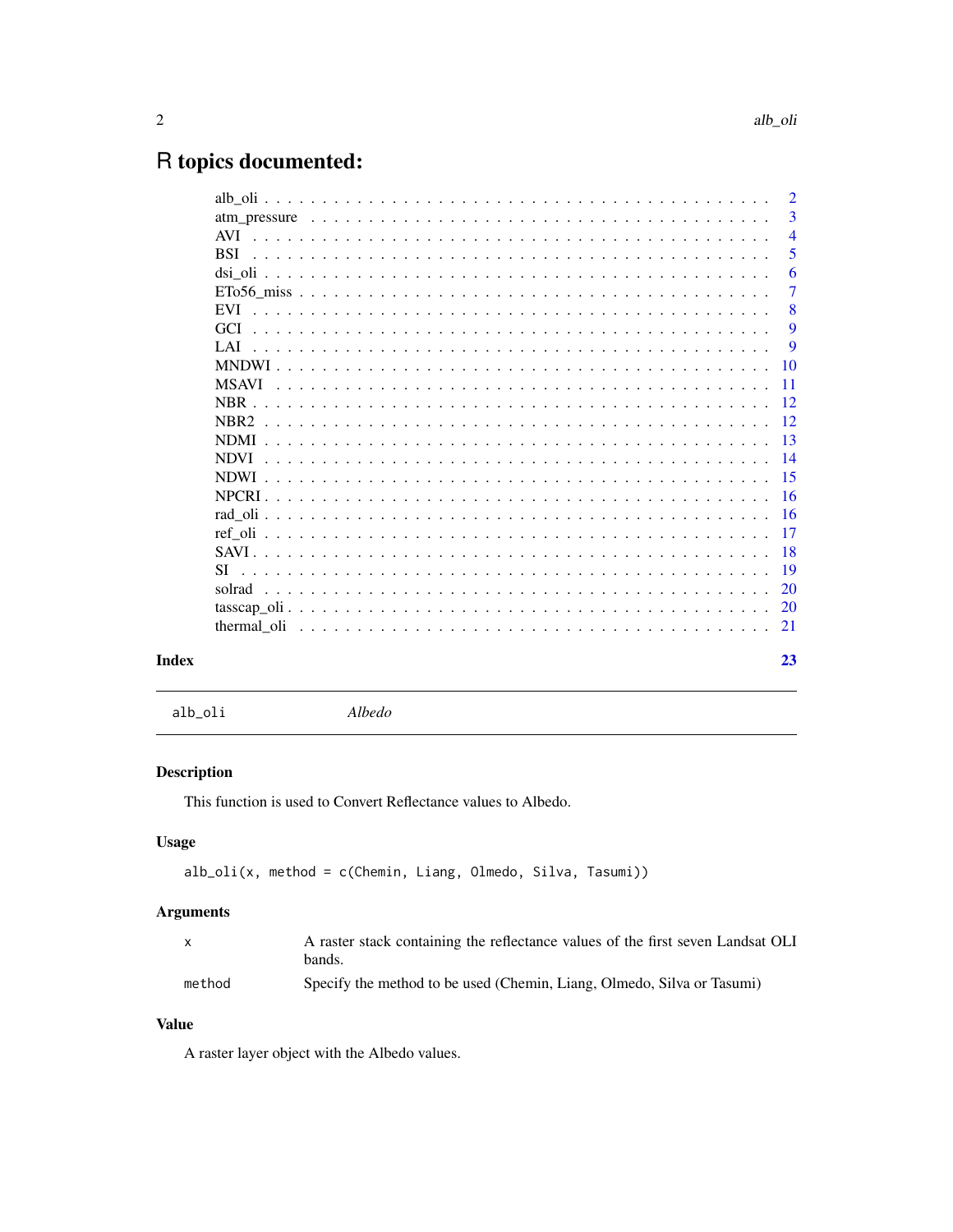# R topics documented:

| | |
|---|---|
| alb_oli | 2 |
| atm_pressure | 3 |
| AVI | 4 |
| BSI | 5 |
| dsi_oli | 6 |
| ETo56_miss | 7 |
| EVI | 8 |
| GCI | 9 |
| LAI | 9 |
| MNDWI | 10 |
| MSAVI | 11 |
| NBR | 12 |
| NBR2 | 12 |
| NDMI | 13 |
| NDVI | 14 |
| NDWI | 15 |
| NPCRI | 16 |
| rad_oli | 16 |
| ref_oli | 17 |
| SAVI | 18 |
| SI | 19 |
| solrad | 20 |
| tasscap_oli | 20 |
| thermal_oli | 21 |

**Index** 23

---

`alb_oli` *Albedo*

---

### Description

This function is used to Convert Reflectance values to Albedo.

### Usage

```
alb_oli(x, method = c(Chemin, Liang, Olmedo, Silva, Tasumi))
```

### Arguments

| | |
|---|---|
| `x` | A raster stack containing the reflectance values of the first seven Landsat OLI bands. |
| `method` | Specify the method to be used (Chemin, Liang, Olmedo, Silva or Tasumi) |

### Value

A raster layer object with the Albedo values.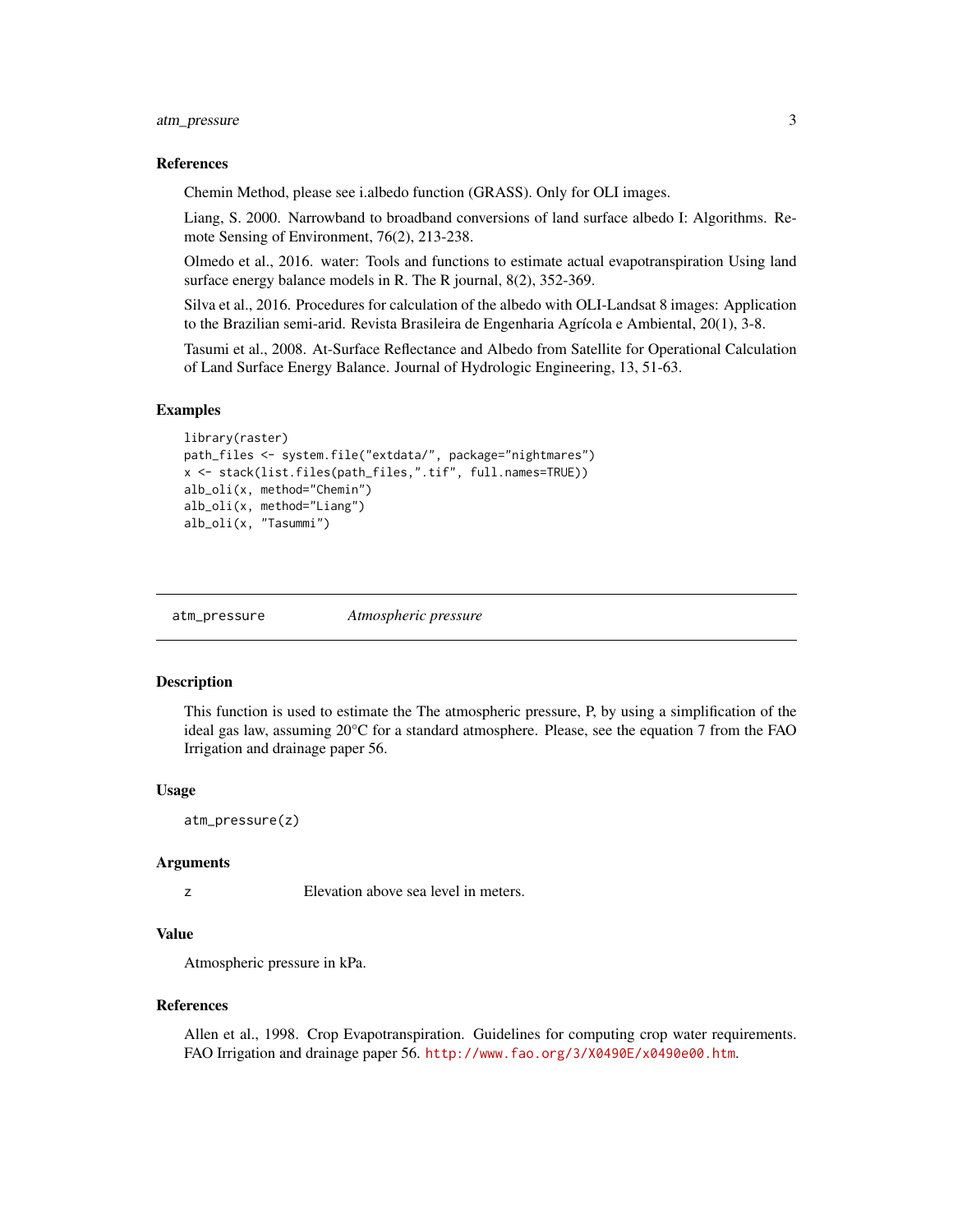### References

Chemin Method, please see i.albedo function (GRASS). Only for OLI images.

Liang, S. 2000. Narrowband to broadband conversions of land surface albedo I: Algorithms. Remote Sensing of Environment, 76(2), 213-238.

Olmedo et al., 2016. water: Tools and functions to estimate actual evapotranspiration Using land surface energy balance models in R. The R journal, 8(2), 352-369.

Silva et al., 2016. Procedures for calculation of the albedo with OLI-Landsat 8 images: Application to the Brazilian semi-arid. Revista Brasileira de Engenharia Agrícola e Ambiental, 20(1), 3-8.

Tasumi et al., 2008. At-Surface Reflectance and Albedo from Satellite for Operational Calculation of Land Surface Energy Balance. Journal of Hydrologic Engineering, 13, 51-63.

### Examples

```
library(raster)
path_files <- system.file("extdata/", package="nightmares")
x <- stack(list.files(path_files,".tif", full.names=TRUE))
alb_oli(x, method="Chemin")
alb_oli(x, method="Liang")
alb_oli(x, "Tasummi")
```

---

## atm_pressure *Atmospheric pressure*

### Description

This function is used to estimate the The atmospheric pressure, P, by using a simplification of the ideal gas law, assuming 20°C for a standard atmosphere. Please, see the equation 7 from the FAO Irrigation and drainage paper 56.

### Usage

```
atm_pressure(z)
```

### Arguments

| | |
|---|---|
| z | Elevation above sea level in meters. |

### Value

Atmospheric pressure in kPa.

### References

Allen et al., 1998. Crop Evapotranspiration. Guidelines for computing crop water requirements. FAO Irrigation and drainage paper 56. http://www.fao.org/3/X0490E/x0490e00.htm.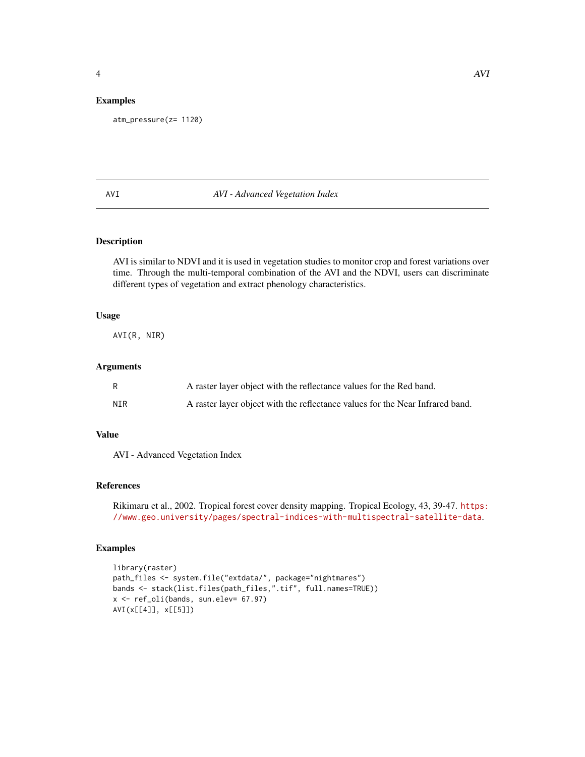## Examples

```
atm_pressure(z= 1120)
```

---

# AVI — *AVI - Advanced Vegetation Index*

## Description

AVI is similar to NDVI and it is used in vegetation studies to monitor crop and forest variations over time. Through the multi-temporal combination of the AVI and the NDVI, users can discriminate different types of vegetation and extract phenology characteristics.

## Usage

```
AVI(R, NIR)
```

## Arguments

| | |
|---|---|
| R | A raster layer object with the reflectance values for the Red band. |
| NIR | A raster layer object with the reflectance values for the Near Infrared band. |

## Value

AVI - Advanced Vegetation Index

## References

Rikimaru et al., 2002. Tropical forest cover density mapping. Tropical Ecology, 43, 39-47. https://www.geo.university/pages/spectral-indices-with-multispectral-satellite-data.

## Examples

```
library(raster)
path_files <- system.file("extdata/", package="nightmares")
bands <- stack(list.files(path_files,".tif", full.names=TRUE))
x <- ref_oli(bands, sun.elev= 67.97)
AVI(x[[4]], x[[5]])
```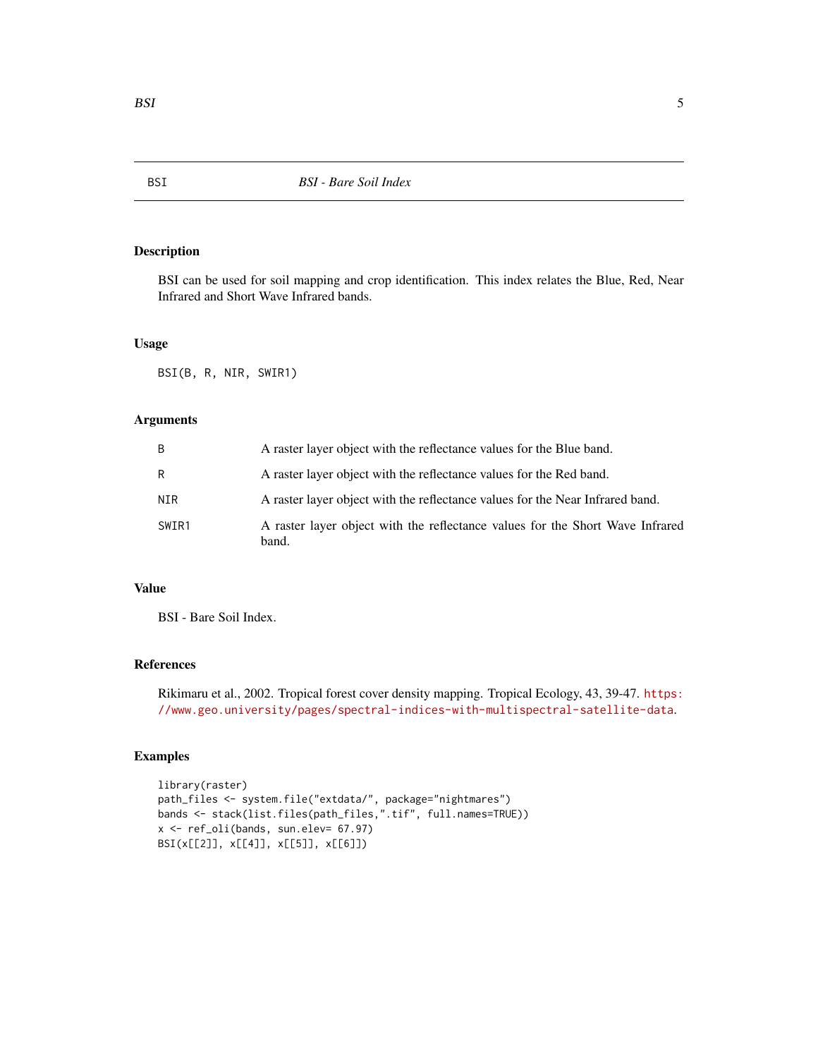# BSI *BSI - Bare Soil Index*

## Description

BSI can be used for soil mapping and crop identification. This index relates the Blue, Red, Near Infrared and Short Wave Infrared bands.

## Usage

```
BSI(B, R, NIR, SWIR1)
```

## Arguments

| | |
|---|---|
| B | A raster layer object with the reflectance values for the Blue band. |
| R | A raster layer object with the reflectance values for the Red band. |
| NIR | A raster layer object with the reflectance values for the Near Infrared band. |
| SWIR1 | A raster layer object with the reflectance values for the Short Wave Infrared band. |

## Value

BSI - Bare Soil Index.

## References

Rikimaru et al., 2002. Tropical forest cover density mapping. Tropical Ecology, 43, 39-47. https://www.geo.university/pages/spectral-indices-with-multispectral-satellite-data.

## Examples

```
library(raster)
path_files <- system.file("extdata/", package="nightmares")
bands <- stack(list.files(path_files,".tif", full.names=TRUE))
x <- ref_oli(bands, sun.elev= 67.97)
BSI(x[[2]], x[[4]], x[[5]], x[[6]])
```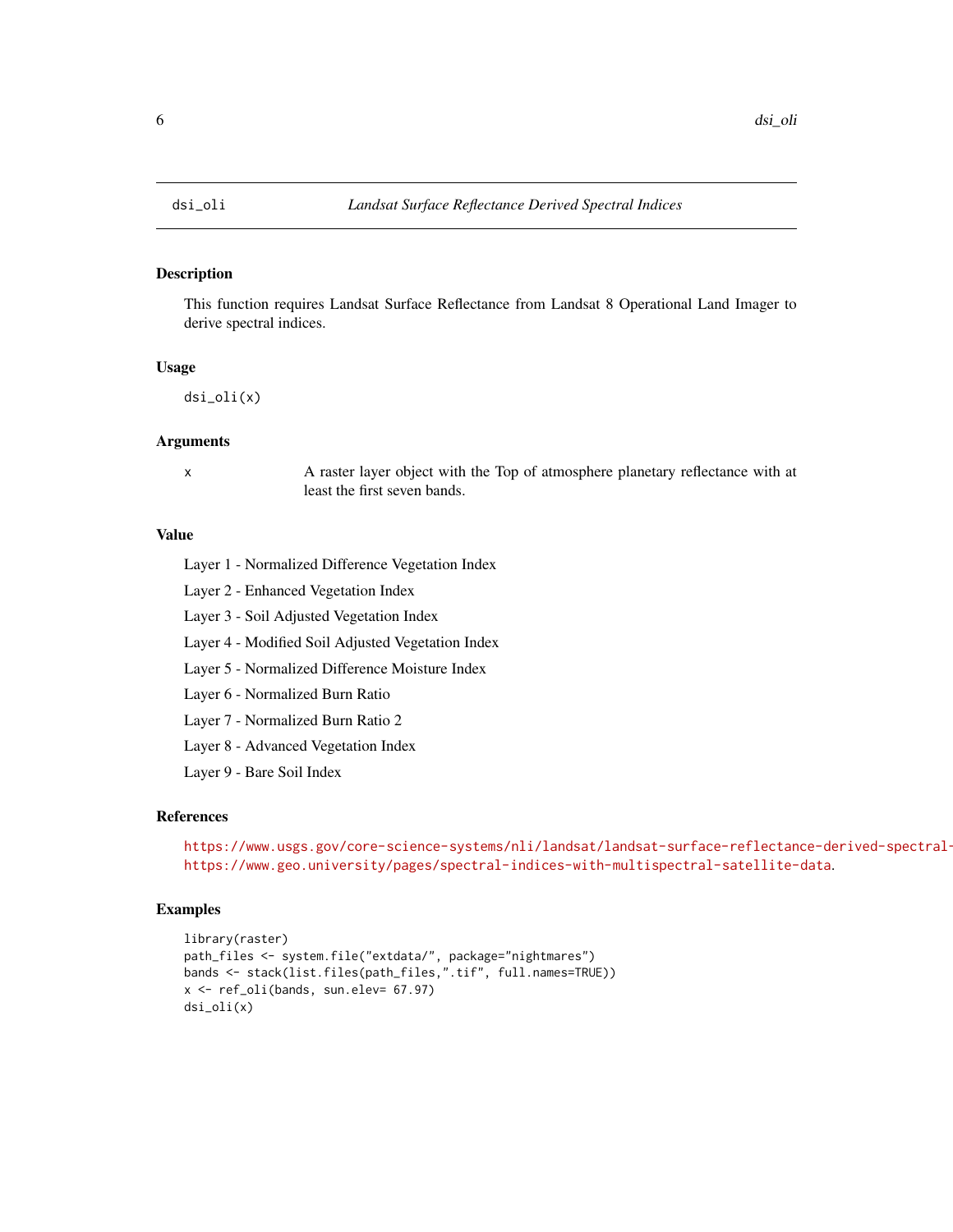dsi_oli — *Landsat Surface Reflectance Derived Spectral Indices*

## Description

This function requires Landsat Surface Reflectance from Landsat 8 Operational Land Imager to derive spectral indices.

## Usage

```
dsi_oli(x)
```

## Arguments

| | |
|---|---|
| x | A raster layer object with the Top of atmosphere planetary reflectance with at least the first seven bands. |

## Value

Layer 1 - Normalized Difference Vegetation Index

Layer 2 - Enhanced Vegetation Index

Layer 3 - Soil Adjusted Vegetation Index

Layer 4 - Modified Soil Adjusted Vegetation Index

Layer 5 - Normalized Difference Moisture Index

Layer 6 - Normalized Burn Ratio

Layer 7 - Normalized Burn Ratio 2

Layer 8 - Advanced Vegetation Index

Layer 9 - Bare Soil Index

## References

https://www.usgs.gov/core-science-systems/nli/landsat/landsat-surface-reflectance-derived-spectral-
https://www.geo.university/pages/spectral-indices-with-multispectral-satellite-data.

## Examples

```
library(raster)
path_files <- system.file("extdata/", package="nightmares")
bands <- stack(list.files(path_files,".tif", full.names=TRUE))
x <- ref_oli(bands, sun.elev= 67.97)
dsi_oli(x)
```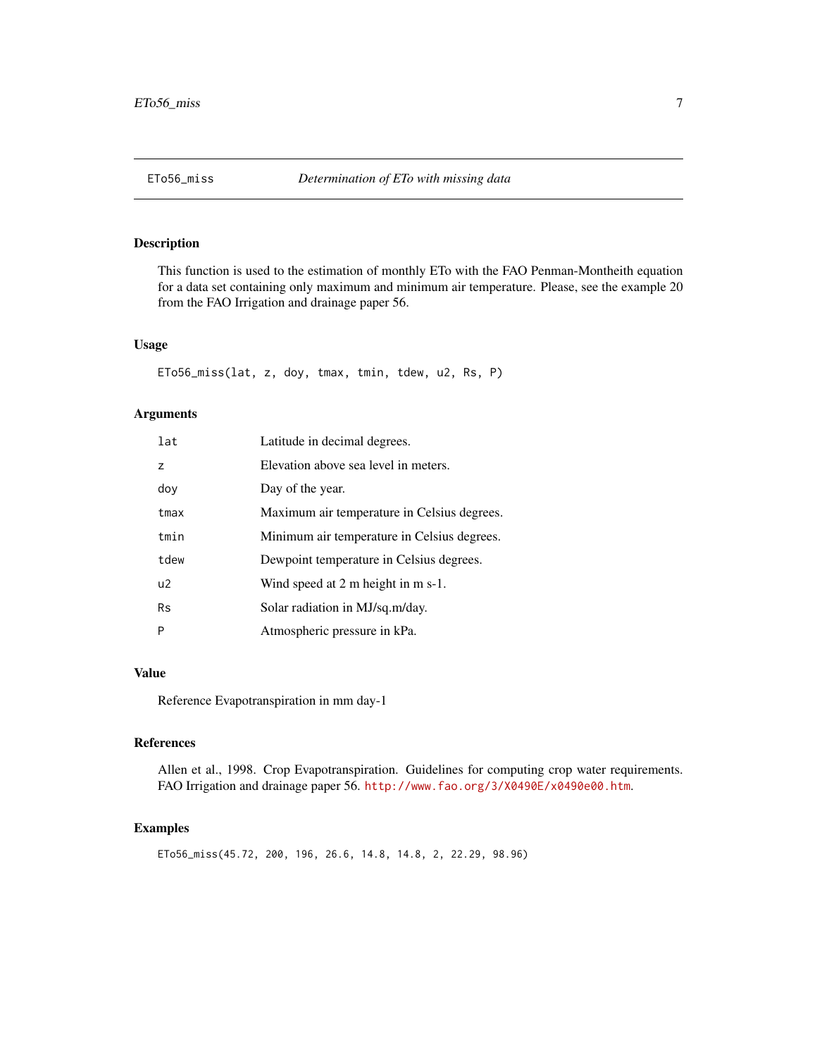# ETo56_miss — *Determination of ETo with missing data*

## Description

This function is used to the estimation of monthly ETo with the FAO Penman-Montheith equation for a data set containing only maximum and minimum air temperature. Please, see the example 20 from the FAO Irrigation and drainage paper 56.

## Usage

```
ETo56_miss(lat, z, doy, tmax, tmin, tdew, u2, Rs, P)
```

## Arguments

| | |
|---|---|
| lat | Latitude in decimal degrees. |
| z | Elevation above sea level in meters. |
| doy | Day of the year. |
| tmax | Maximum air temperature in Celsius degrees. |
| tmin | Minimum air temperature in Celsius degrees. |
| tdew | Dewpoint temperature in Celsius degrees. |
| u2 | Wind speed at 2 m height in m s-1. |
| Rs | Solar radiation in MJ/sq.m/day. |
| P | Atmospheric pressure in kPa. |

## Value

Reference Evapotranspiration in mm day-1

## References

Allen et al., 1998. Crop Evapotranspiration. Guidelines for computing crop water requirements. FAO Irrigation and drainage paper 56. http://www.fao.org/3/X0490E/x0490e00.htm.

## Examples

```
ETo56_miss(45.72, 200, 196, 26.6, 14.8, 14.8, 2, 22.29, 98.96)
```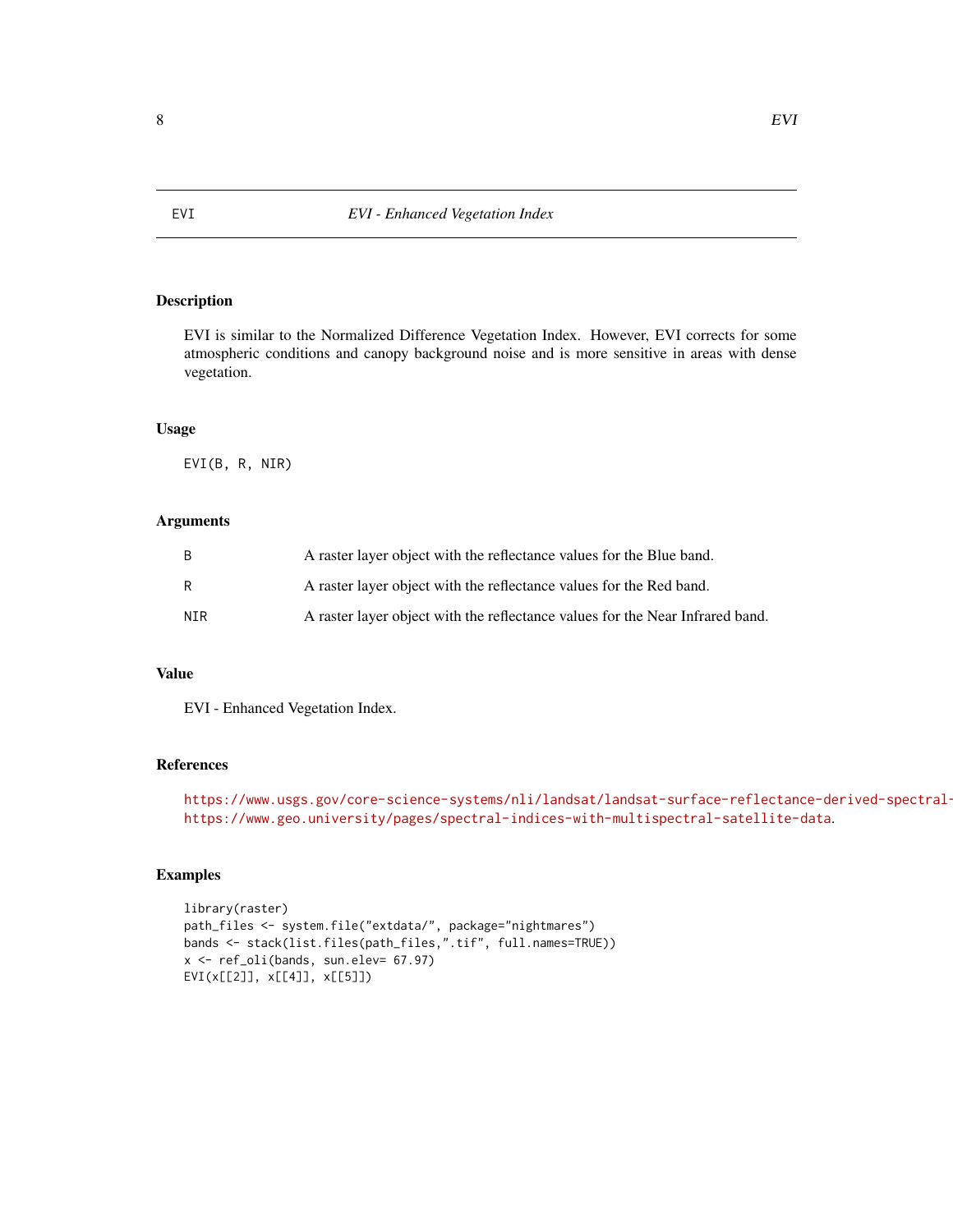# EVI - Enhanced Vegetation Index

## Description

EVI is similar to the Normalized Difference Vegetation Index. However, EVI corrects for some atmospheric conditions and canopy background noise and is more sensitive in areas with dense vegetation.

## Usage

```
EVI(B, R, NIR)
```

## Arguments

| | |
|---|---|
| B | A raster layer object with the reflectance values for the Blue band. |
| R | A raster layer object with the reflectance values for the Red band. |
| NIR | A raster layer object with the reflectance values for the Near Infrared band. |

## Value

EVI - Enhanced Vegetation Index.

## References

https://www.usgs.gov/core-science-systems/nli/landsat/landsat-surface-reflectance-derived-spectral-
https://www.geo.university/pages/spectral-indices-with-multispectral-satellite-data.

## Examples

```
library(raster)
path_files <- system.file("extdata/", package="nightmares")
bands <- stack(list.files(path_files,".tif", full.names=TRUE))
x <- ref_oli(bands, sun.elev= 67.97)
EVI(x[[2]], x[[4]], x[[5]])
```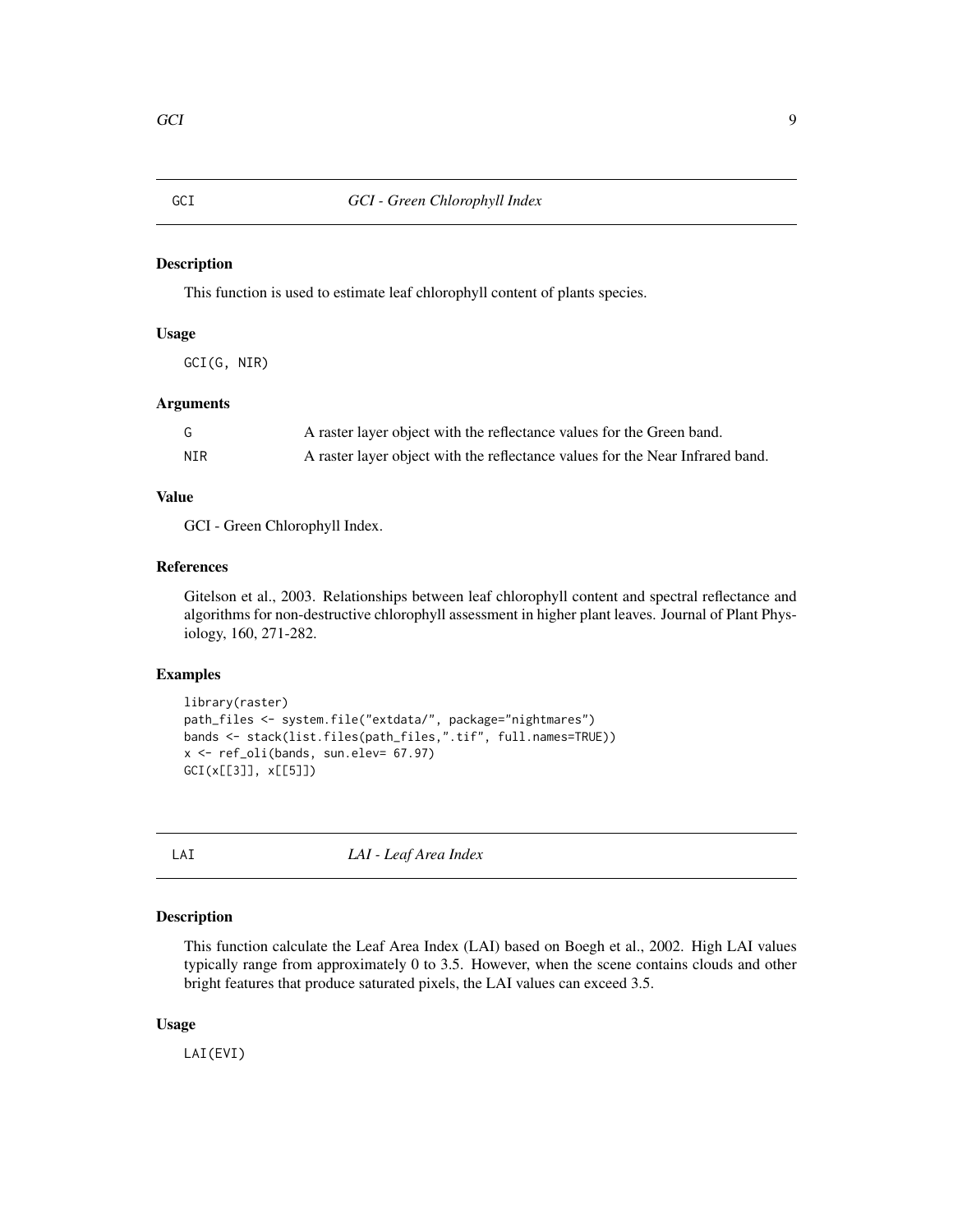## GCI — *GCI - Green Chlorophyll Index*

### Description

This function is used to estimate leaf chlorophyll content of plants species.

### Usage

```
GCI(G, NIR)
```

### Arguments

| | |
|---|---|
| G | A raster layer object with the reflectance values for the Green band. |
| NIR | A raster layer object with the reflectance values for the Near Infrared band. |

### Value

GCI - Green Chlorophyll Index.

### References

Gitelson et al., 2003. Relationships between leaf chlorophyll content and spectral reflectance and algorithms for non-destructive chlorophyll assessment in higher plant leaves. Journal of Plant Physiology, 160, 271-282.

### Examples

```
library(raster)
path_files <- system.file("extdata/", package="nightmares")
bands <- stack(list.files(path_files,".tif", full.names=TRUE))
x <- ref_oli(bands, sun.elev= 67.97)
GCI(x[[3]], x[[5]])
```

## LAI — *LAI - Leaf Area Index*

### Description

This function calculate the Leaf Area Index (LAI) based on Boegh et al., 2002. High LAI values typically range from approximately 0 to 3.5. However, when the scene contains clouds and other bright features that produce saturated pixels, the LAI values can exceed 3.5.

### Usage

```
LAI(EVI)
```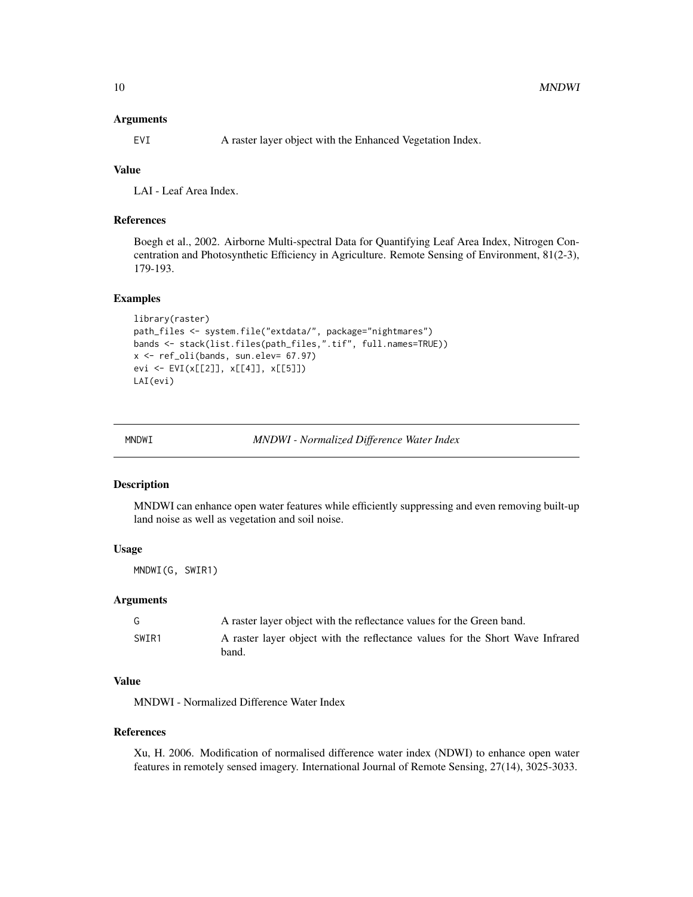### Arguments

| | |
|---|---|
| EVI | A raster layer object with the Enhanced Vegetation Index. |

### Value

LAI - Leaf Area Index.

### References

Boegh et al., 2002. Airborne Multi-spectral Data for Quantifying Leaf Area Index, Nitrogen Concentration and Photosynthetic Efficiency in Agriculture. Remote Sensing of Environment, 81(2-3), 179-193.

### Examples

```
library(raster)
path_files <- system.file("extdata/", package="nightmares")
bands <- stack(list.files(path_files,".tif", full.names=TRUE))
x <- ref_oli(bands, sun.elev= 67.97)
evi <- EVI(x[[2]], x[[4]], x[[5]])
LAI(evi)
```

---

## MNDWI — *MNDWI - Normalized Difference Water Index*

### Description

MNDWI can enhance open water features while efficiently suppressing and even removing built-up land noise as well as vegetation and soil noise.

### Usage

```
MNDWI(G, SWIR1)
```

### Arguments

| | |
|---|---|
| G | A raster layer object with the reflectance values for the Green band. |
| SWIR1 | A raster layer object with the reflectance values for the Short Wave Infrared band. |

### Value

MNDWI - Normalized Difference Water Index

### References

Xu, H. 2006. Modification of normalised difference water index (NDWI) to enhance open water features in remotely sensed imagery. International Journal of Remote Sensing, 27(14), 3025-3033.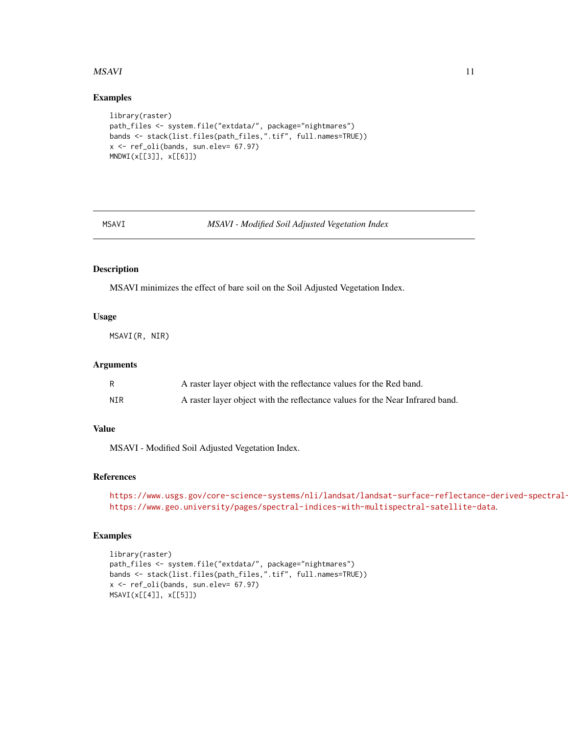## Examples

```
library(raster)
path_files <- system.file("extdata/", package="nightmares")
bands <- stack(list.files(path_files,".tif", full.names=TRUE))
x <- ref_oli(bands, sun.elev= 67.97)
MNDWI(x[[3]], x[[6]])
```

---

MSAVI *MSAVI - Modified Soil Adjusted Vegetation Index*

---

## Description

MSAVI minimizes the effect of bare soil on the Soil Adjusted Vegetation Index.

## Usage

```
MSAVI(R, NIR)
```

## Arguments

| | |
|---|---|
| R | A raster layer object with the reflectance values for the Red band. |
| NIR | A raster layer object with the reflectance values for the Near Infrared band. |

## Value

MSAVI - Modified Soil Adjusted Vegetation Index.

## References

https://www.usgs.gov/core-science-systems/nli/landsat/landsat-surface-reflectance-derived-spectral-
https://www.geo.university/pages/spectral-indices-with-multispectral-satellite-data.

## Examples

```
library(raster)
path_files <- system.file("extdata/", package="nightmares")
bands <- stack(list.files(path_files,".tif", full.names=TRUE))
x <- ref_oli(bands, sun.elev= 67.97)
MSAVI(x[[4]], x[[5]])
```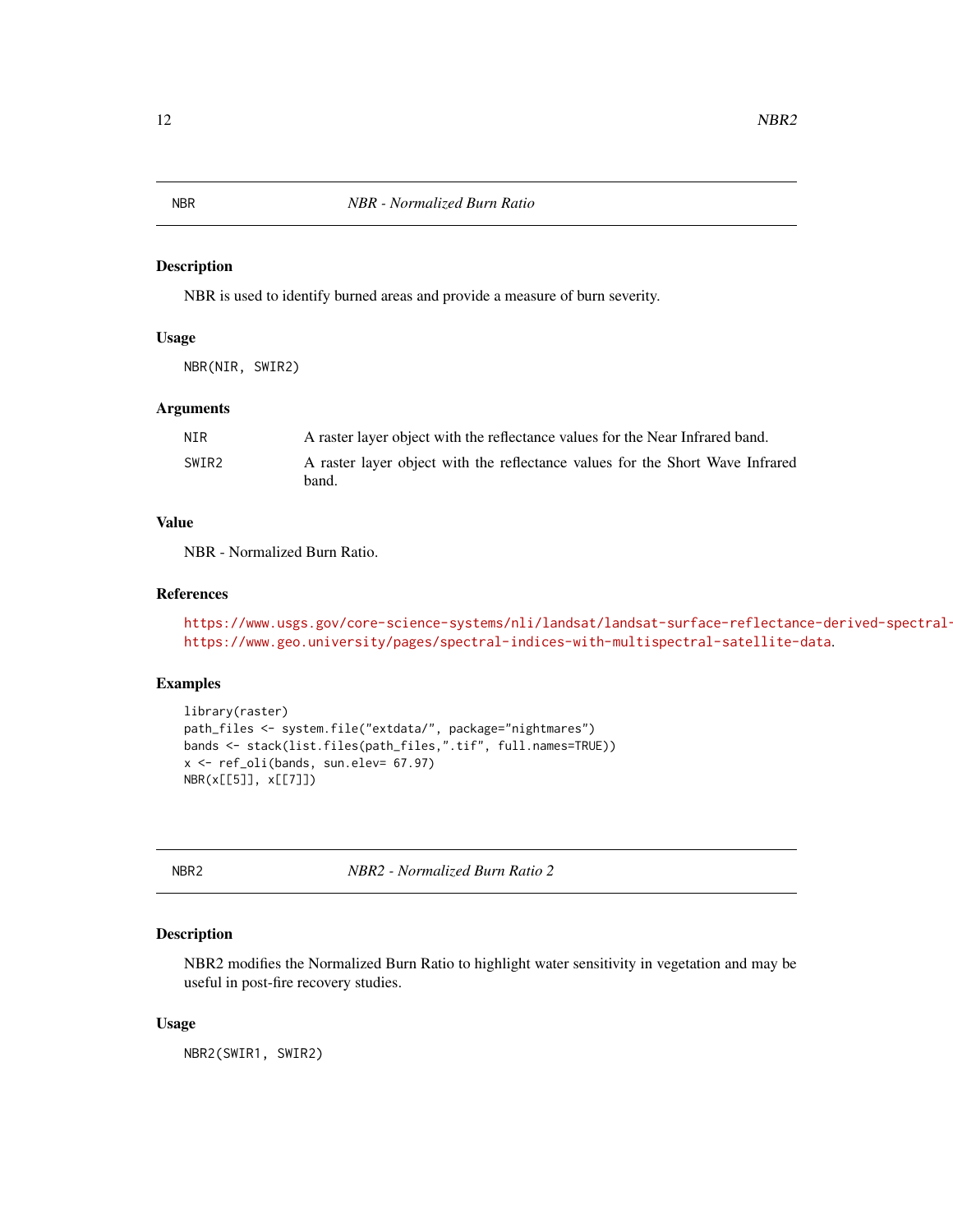## NBR — *NBR - Normalized Burn Ratio*

### Description

NBR is used to identify burned areas and provide a measure of burn severity.

### Usage

```
NBR(NIR, SWIR2)
```

### Arguments

| | |
|---|---|
| NIR | A raster layer object with the reflectance values for the Near Infrared band. |
| SWIR2 | A raster layer object with the reflectance values for the Short Wave Infrared band. |

### Value

NBR - Normalized Burn Ratio.

### References

https://www.usgs.gov/core-science-systems/nli/landsat/landsat-surface-reflectance-derived-spectral-
https://www.geo.university/pages/spectral-indices-with-multispectral-satellite-data.

### Examples

```
library(raster)
path_files <- system.file("extdata/", package="nightmares")
bands <- stack(list.files(path_files,".tif", full.names=TRUE))
x <- ref_oli(bands, sun.elev= 67.97)
NBR(x[[5]], x[[7]])
```

## NBR2 — *NBR2 - Normalized Burn Ratio 2*

### Description

NBR2 modifies the Normalized Burn Ratio to highlight water sensitivity in vegetation and may be useful in post-fire recovery studies.

### Usage

```
NBR2(SWIR1, SWIR2)
```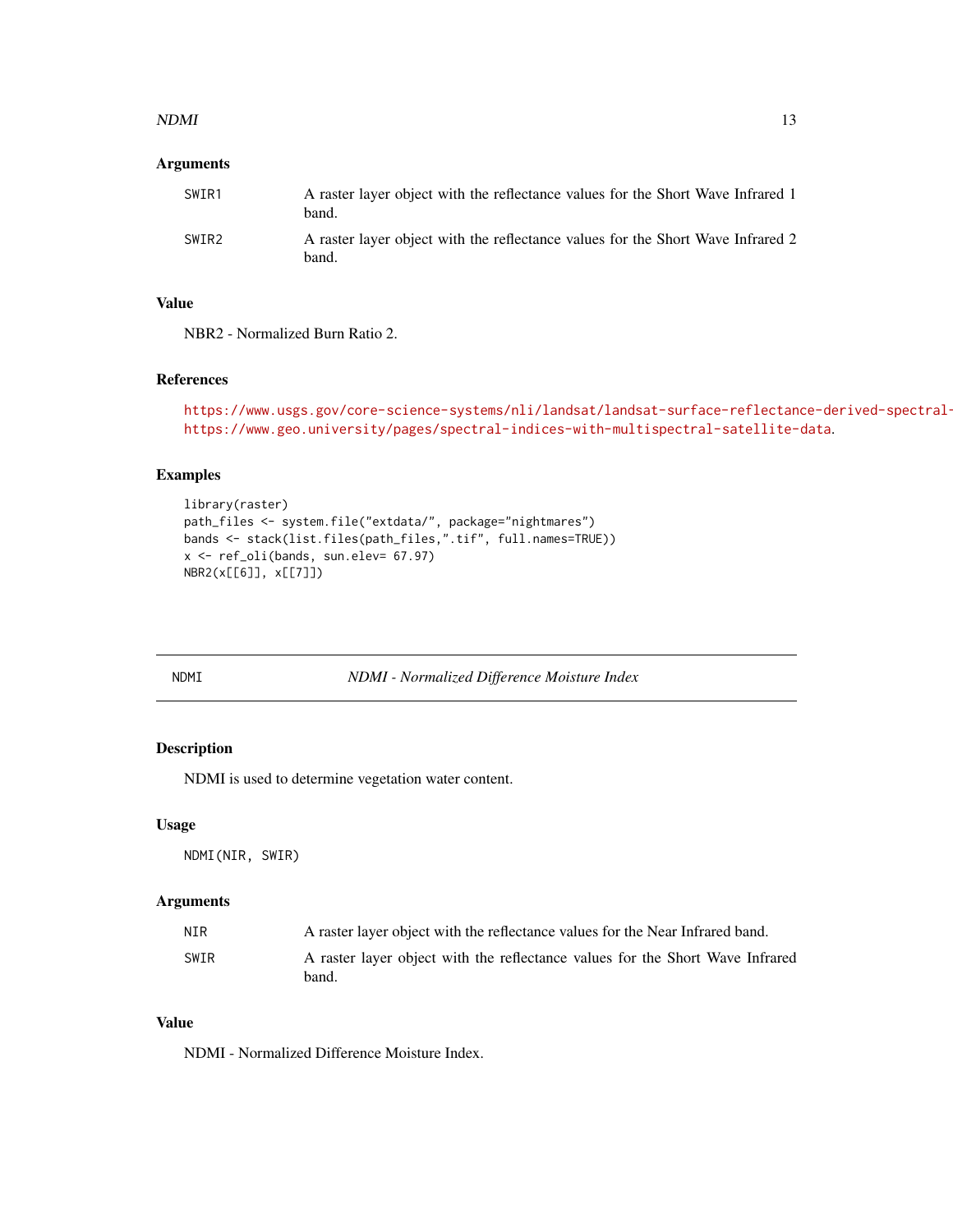### Arguments

| | |
|---|---|
| SWIR1 | A raster layer object with the reflectance values for the Short Wave Infrared 1 band. |
| SWIR2 | A raster layer object with the reflectance values for the Short Wave Infrared 2 band. |

### Value

NBR2 - Normalized Burn Ratio 2.

### References

https://www.usgs.gov/core-science-systems/nli/landsat/landsat-surface-reflectance-derived-spectral-
https://www.geo.university/pages/spectral-indices-with-multispectral-satellite-data.

### Examples

```
library(raster)
path_files <- system.file("extdata/", package="nightmares")
bands <- stack(list.files(path_files,".tif", full.names=TRUE))
x <- ref_oli(bands, sun.elev= 67.97)
NBR2(x[[6]], x[[7]])
```

---

## NDMI — *NDMI - Normalized Difference Moisture Index*

### Description

NDMI is used to determine vegetation water content.

### Usage

```
NDMI(NIR, SWIR)
```

### Arguments

| | |
|---|---|
| NIR | A raster layer object with the reflectance values for the Near Infrared band. |
| SWIR | A raster layer object with the reflectance values for the Short Wave Infrared band. |

### Value

NDMI - Normalized Difference Moisture Index.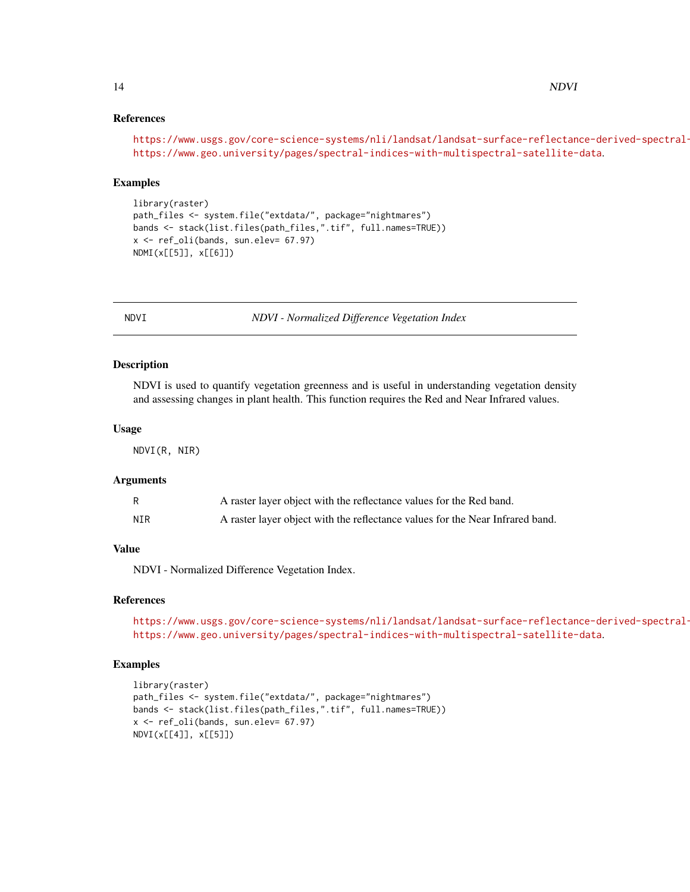### References

https://www.usgs.gov/core-science-systems/nli/landsat/landsat-surface-reflectance-derived-spectral-
https://www.geo.university/pages/spectral-indices-with-multispectral-satellite-data.

### Examples

```
library(raster)
path_files <- system.file("extdata/", package="nightmares")
bands <- stack(list.files(path_files,".tif", full.names=TRUE))
x <- ref_oli(bands, sun.elev= 67.97)
NDMI(x[[5]], x[[6]])
```

---

## NDVI — *NDVI - Normalized Difference Vegetation Index*

---

### Description

NDVI is used to quantify vegetation greenness and is useful in understanding vegetation density and assessing changes in plant health. This function requires the Red and Near Infrared values.

### Usage

```
NDVI(R, NIR)
```

### Arguments

| | |
|---|---|
| R | A raster layer object with the reflectance values for the Red band. |
| NIR | A raster layer object with the reflectance values for the Near Infrared band. |

### Value

NDVI - Normalized Difference Vegetation Index.

### References

https://www.usgs.gov/core-science-systems/nli/landsat/landsat-surface-reflectance-derived-spectral-
https://www.geo.university/pages/spectral-indices-with-multispectral-satellite-data.

### Examples

```
library(raster)
path_files <- system.file("extdata/", package="nightmares")
bands <- stack(list.files(path_files,".tif", full.names=TRUE))
x <- ref_oli(bands, sun.elev= 67.97)
NDVI(x[[4]], x[[5]])
```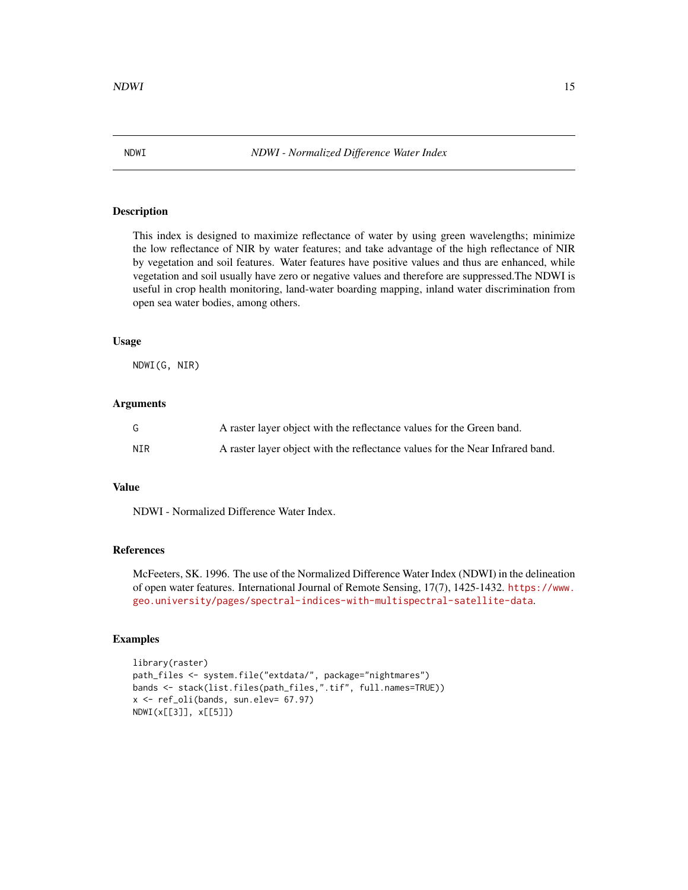NDWI *NDWI - Normalized Difference Water Index*

## Description

This index is designed to maximize reflectance of water by using green wavelengths; minimize the low reflectance of NIR by water features; and take advantage of the high reflectance of NIR by vegetation and soil features. Water features have positive values and thus are enhanced, while vegetation and soil usually have zero or negative values and therefore are suppressed.The NDWI is useful in crop health monitoring, land-water boarding mapping, inland water discrimination from open sea water bodies, among others.

## Usage

```
NDWI(G, NIR)
```

## Arguments

| | |
|---|---|
| G | A raster layer object with the reflectance values for the Green band. |
| NIR | A raster layer object with the reflectance values for the Near Infrared band. |

## Value

NDWI - Normalized Difference Water Index.

## References

McFeeters, SK. 1996. The use of the Normalized Difference Water Index (NDWI) in the delineation of open water features. International Journal of Remote Sensing, 17(7), 1425-1432. https://www.geo.university/pages/spectral-indices-with-multispectral-satellite-data.

## Examples

```
library(raster)
path_files <- system.file("extdata/", package="nightmares")
bands <- stack(list.files(path_files,".tif", full.names=TRUE))
x <- ref_oli(bands, sun.elev= 67.97)
NDWI(x[[3]], x[[5]])
```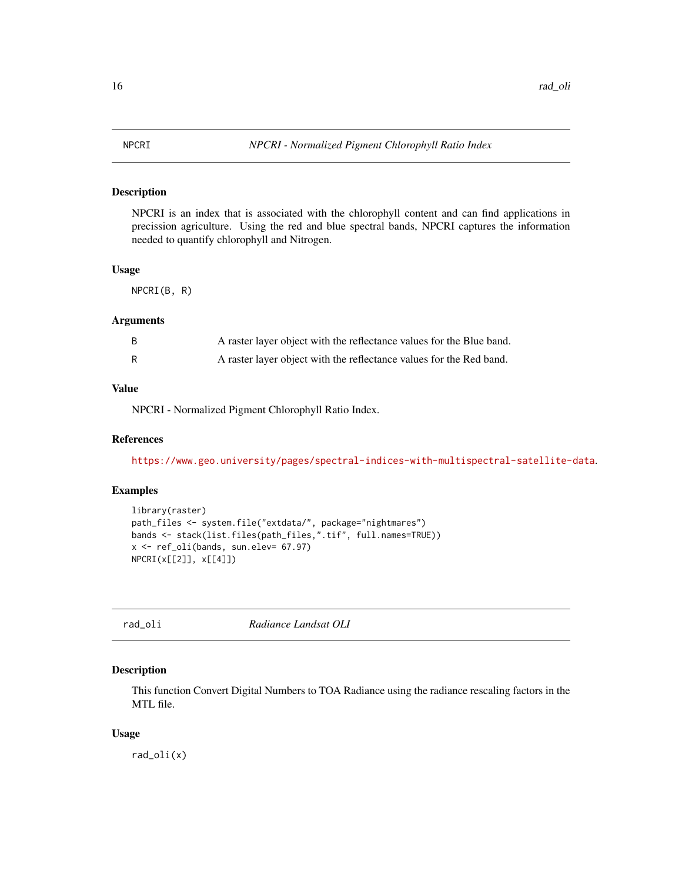## NPCRI — *NPCRI - Normalized Pigment Chlorophyll Ratio Index*

### Description

NPCRI is an index that is associated with the chlorophyll content and can find applications in precission agriculture. Using the red and blue spectral bands, NPCRI captures the information needed to quantify chlorophyll and Nitrogen.

### Usage

```
NPCRI(B, R)
```

### Arguments

| | |
|---|---|
| B | A raster layer object with the reflectance values for the Blue band. |
| R | A raster layer object with the reflectance values for the Red band. |

### Value

NPCRI - Normalized Pigment Chlorophyll Ratio Index.

### References

https://www.geo.university/pages/spectral-indices-with-multispectral-satellite-data.

### Examples

```
library(raster)
path_files <- system.file("extdata/", package="nightmares")
bands <- stack(list.files(path_files,".tif", full.names=TRUE))
x <- ref_oli(bands, sun.elev= 67.97)
NPCRI(x[[2]], x[[4]])
```

## rad_oli — *Radiance Landsat OLI*

### Description

This function Convert Digital Numbers to TOA Radiance using the radiance rescaling factors in the MTL file.

### Usage

```
rad_oli(x)
```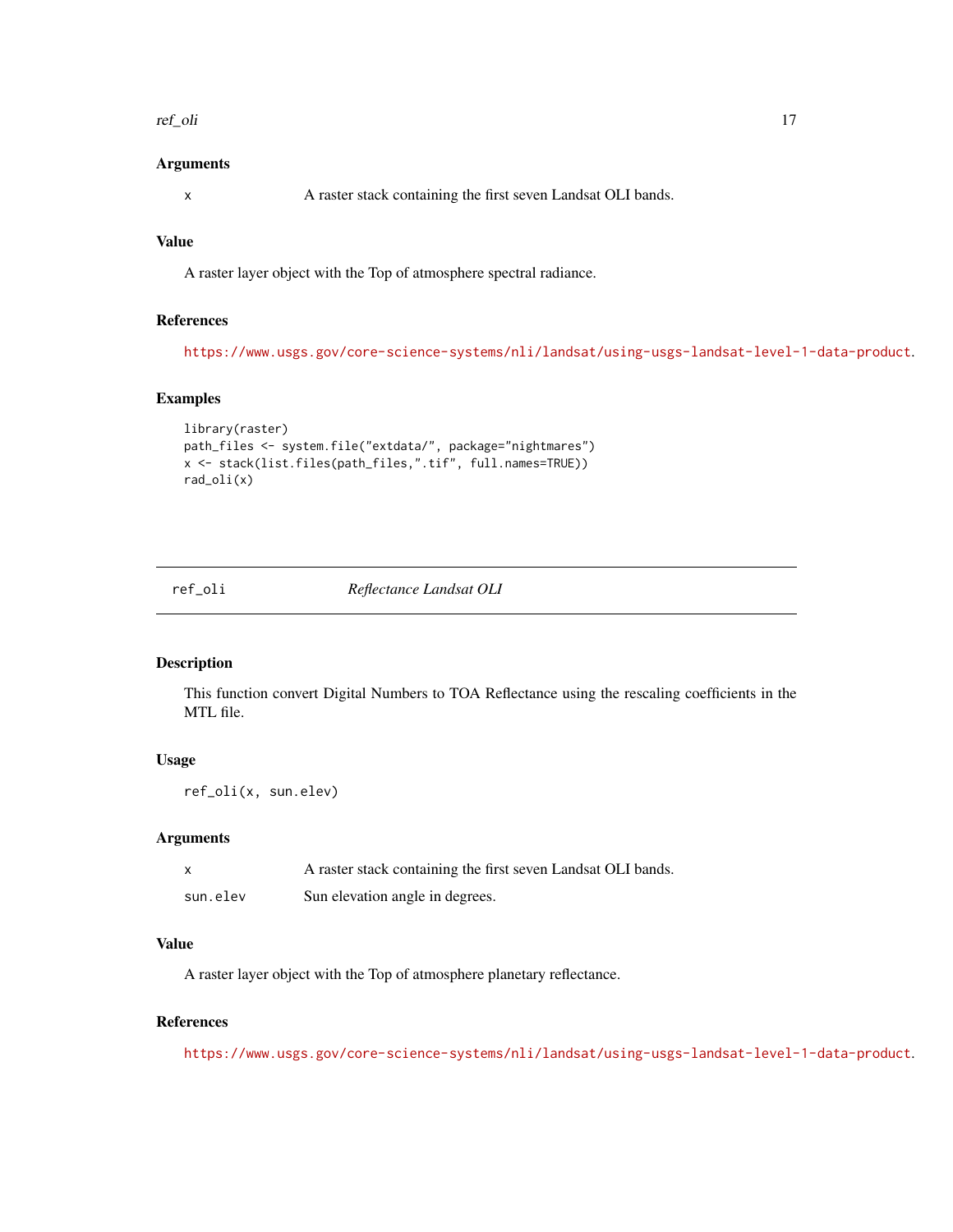### Arguments

x    A raster stack containing the first seven Landsat OLI bands.

### Value

A raster layer object with the Top of atmosphere spectral radiance.

### References

https://www.usgs.gov/core-science-systems/nli/landsat/using-usgs-landsat-level-1-data-product.

### Examples

```
library(raster)
path_files <- system.file("extdata/", package="nightmares")
x <- stack(list.files(path_files,".tif", full.names=TRUE))
rad_oli(x)
```

---

## ref_oli    *Reflectance Landsat OLI*

---

### Description

This function convert Digital Numbers to TOA Reflectance using the rescaling coefficients in the MTL file.

### Usage

```
ref_oli(x, sun.elev)
```

### Arguments

| | |
|---|---|
| x | A raster stack containing the first seven Landsat OLI bands. |
| sun.elev | Sun elevation angle in degrees. |

### Value

A raster layer object with the Top of atmosphere planetary reflectance.

### References

https://www.usgs.gov/core-science-systems/nli/landsat/using-usgs-landsat-level-1-data-product.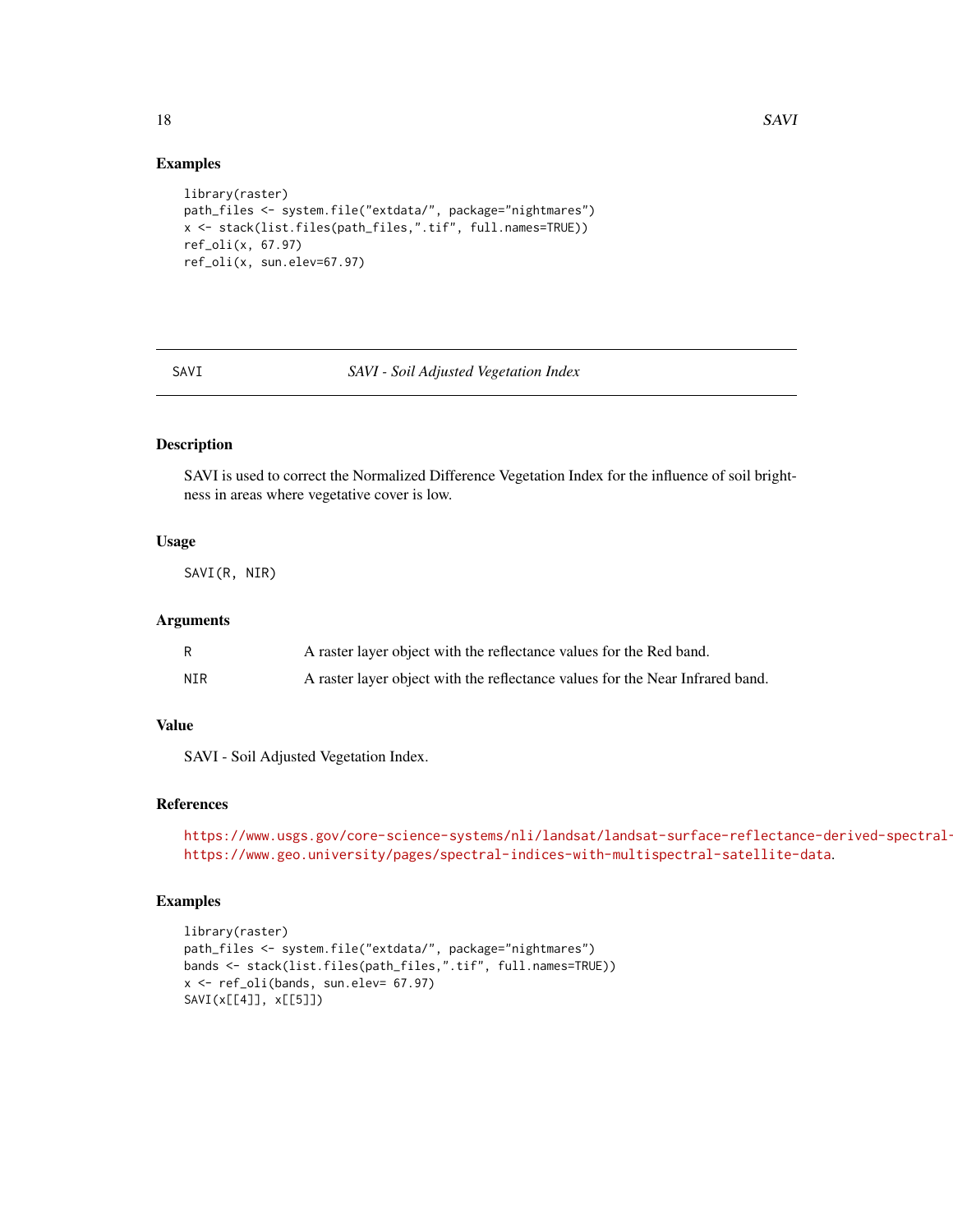### Examples

```
library(raster)
path_files <- system.file("extdata/", package="nightmares")
x <- stack(list.files(path_files,".tif", full.names=TRUE))
ref_oli(x, 67.97)
ref_oli(x, sun.elev=67.97)
```

---

## SAVI — *SAVI - Soil Adjusted Vegetation Index*

### Description

SAVI is used to correct the Normalized Difference Vegetation Index for the influence of soil brightness in areas where vegetative cover is low.

### Usage

```
SAVI(R, NIR)
```

### Arguments

| | |
|---|---|
| R | A raster layer object with the reflectance values for the Red band. |
| NIR | A raster layer object with the reflectance values for the Near Infrared band. |

### Value

SAVI - Soil Adjusted Vegetation Index.

### References

https://www.usgs.gov/core-science-systems/nli/landsat/landsat-surface-reflectance-derived-spectral-
https://www.geo.university/pages/spectral-indices-with-multispectral-satellite-data.

### Examples

```
library(raster)
path_files <- system.file("extdata/", package="nightmares")
bands <- stack(list.files(path_files,".tif", full.names=TRUE))
x <- ref_oli(bands, sun.elev= 67.97)
SAVI(x[[4]], x[[5]])
```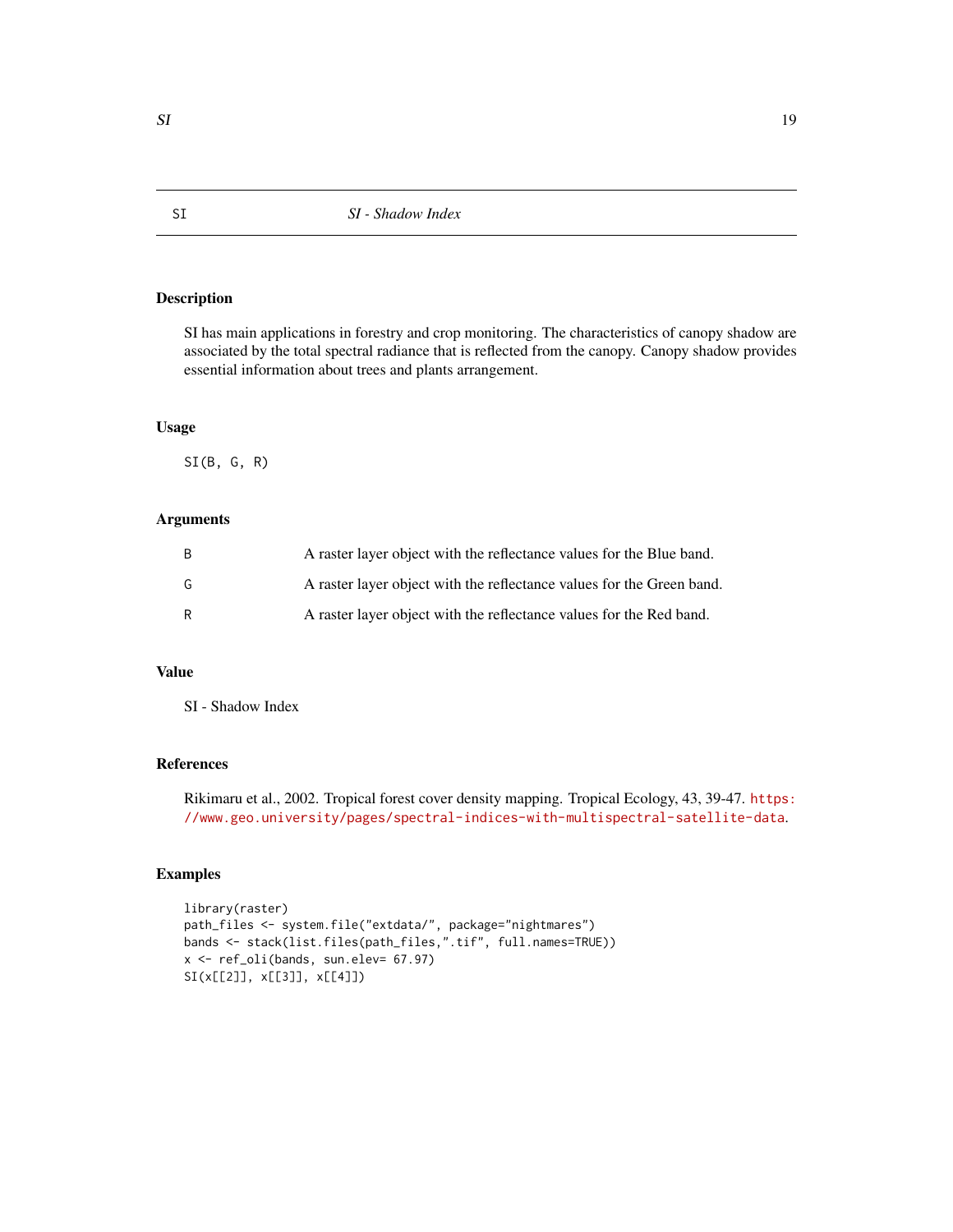SI *SI - Shadow Index*

## Description

SI has main applications in forestry and crop monitoring. The characteristics of canopy shadow are associated by the total spectral radiance that is reflected from the canopy. Canopy shadow provides essential information about trees and plants arrangement.

## Usage

```
SI(B, G, R)
```

## Arguments

| | |
|---|---|
| B | A raster layer object with the reflectance values for the Blue band. |
| G | A raster layer object with the reflectance values for the Green band. |
| R | A raster layer object with the reflectance values for the Red band. |

## Value

SI - Shadow Index

## References

Rikimaru et al., 2002. Tropical forest cover density mapping. Tropical Ecology, 43, 39-47. https://www.geo.university/pages/spectral-indices-with-multispectral-satellite-data.

## Examples

```
library(raster)
path_files <- system.file("extdata/", package="nightmares")
bands <- stack(list.files(path_files,".tif", full.names=TRUE))
x <- ref_oli(bands, sun.elev= 67.97)
SI(x[[2]], x[[3]], x[[4]])
```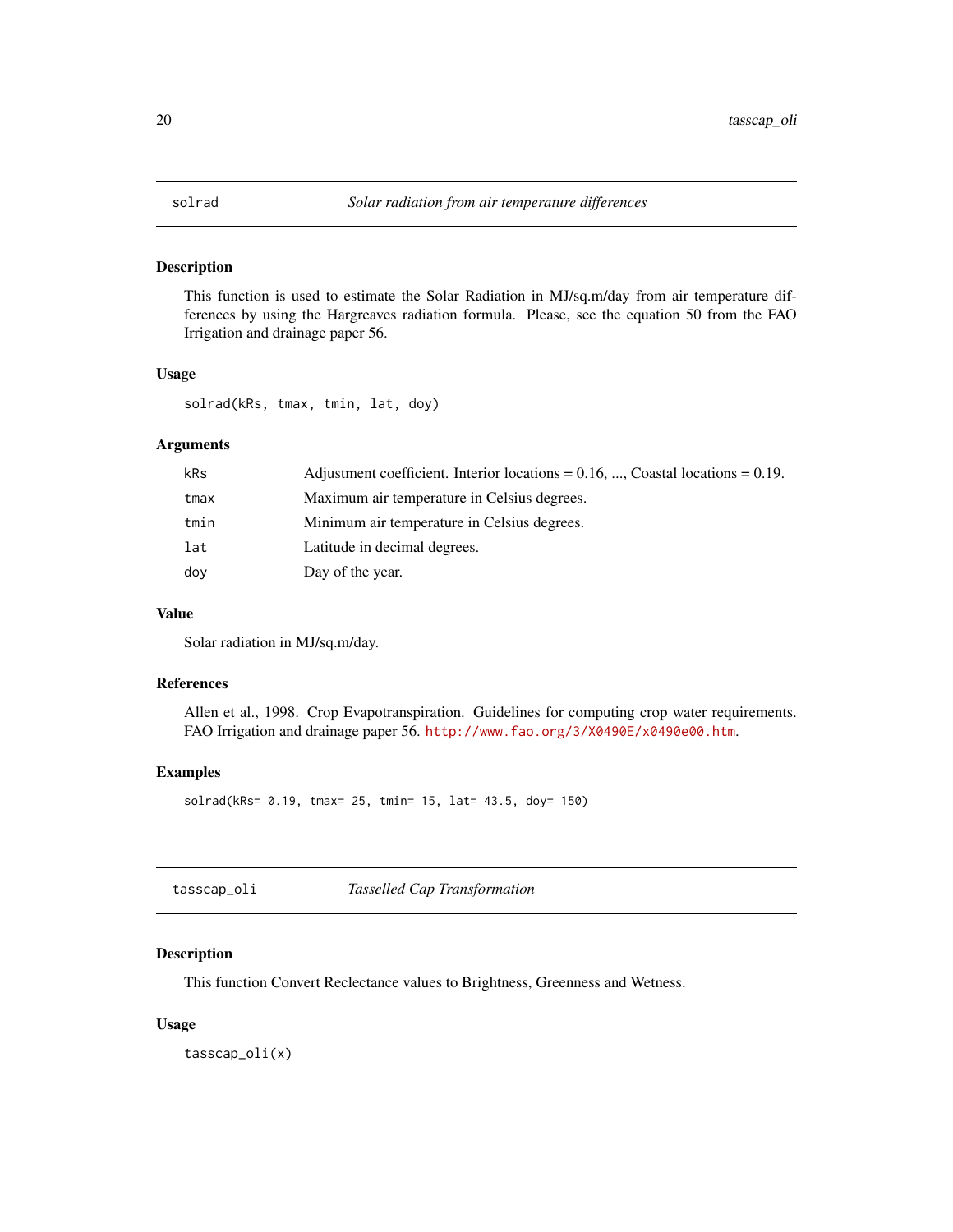## solrad — *Solar radiation from air temperature differences*

### Description

This function is used to estimate the Solar Radiation in MJ/sq.m/day from air temperature differences by using the Hargreaves radiation formula. Please, see the equation 50 from the FAO Irrigation and drainage paper 56.

### Usage

```
solrad(kRs, tmax, tmin, lat, doy)
```

### Arguments

| | |
|---|---|
| `kRs` | Adjustment coefficient. Interior locations = 0.16, ..., Coastal locations = 0.19. |
| `tmax` | Maximum air temperature in Celsius degrees. |
| `tmin` | Minimum air temperature in Celsius degrees. |
| `lat` | Latitude in decimal degrees. |
| `doy` | Day of the year. |

### Value

Solar radiation in MJ/sq.m/day.

### References

Allen et al., 1998. Crop Evapotranspiration. Guidelines for computing crop water requirements. FAO Irrigation and drainage paper 56. http://www.fao.org/3/X0490E/x0490e00.htm.

### Examples

```
solrad(kRs= 0.19, tmax= 25, tmin= 15, lat= 43.5, doy= 150)
```

## tasscap_oli — *Tasselled Cap Transformation*

### Description

This function Convert Reclectance values to Brightness, Greenness and Wetness.

### Usage

```
tasscap_oli(x)
```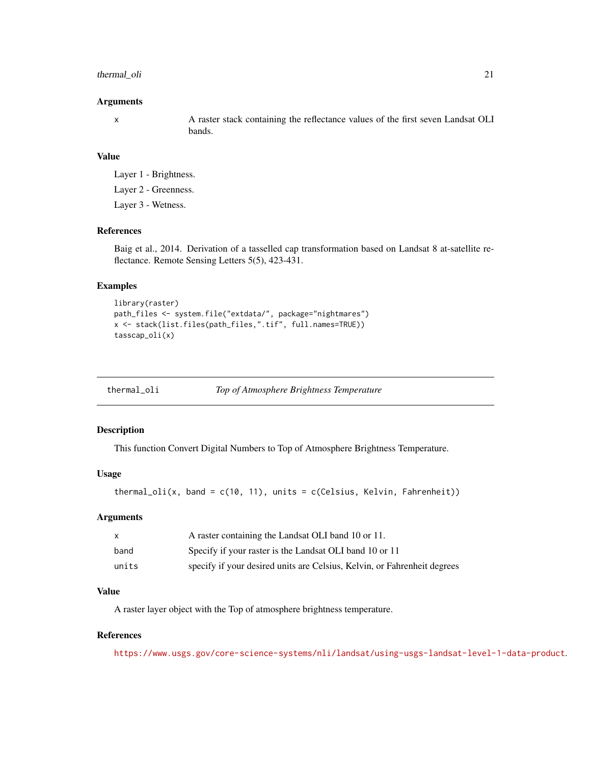### Arguments

x A raster stack containing the reflectance values of the first seven Landsat OLI bands.

### Value

Layer 1 - Brightness.

Layer 2 - Greenness.

Layer 3 - Wetness.

### References

Baig et al., 2014. Derivation of a tasselled cap transformation based on Landsat 8 at-satellite reflectance. Remote Sensing Letters 5(5), 423-431.

### Examples

```
library(raster)
path_files <- system.file("extdata/", package="nightmares")
x <- stack(list.files(path_files,".tif", full.names=TRUE))
tasscap_oli(x)
```

---

## thermal_oli *Top of Atmosphere Brightness Temperature*

---

### Description

This function Convert Digital Numbers to Top of Atmosphere Brightness Temperature.

### Usage

```
thermal_oli(x, band = c(10, 11), units = c(Celsius, Kelvin, Fahrenheit))
```

### Arguments

| | |
|---|---|
| x | A raster containing the Landsat OLI band 10 or 11. |
| band | Specify if your raster is the Landsat OLI band 10 or 11 |
| units | specify if your desired units are Celsius, Kelvin, or Fahrenheit degrees |

### Value

A raster layer object with the Top of atmosphere brightness temperature.

### References

https://www.usgs.gov/core-science-systems/nli/landsat/using-usgs-landsat-level-1-data-product.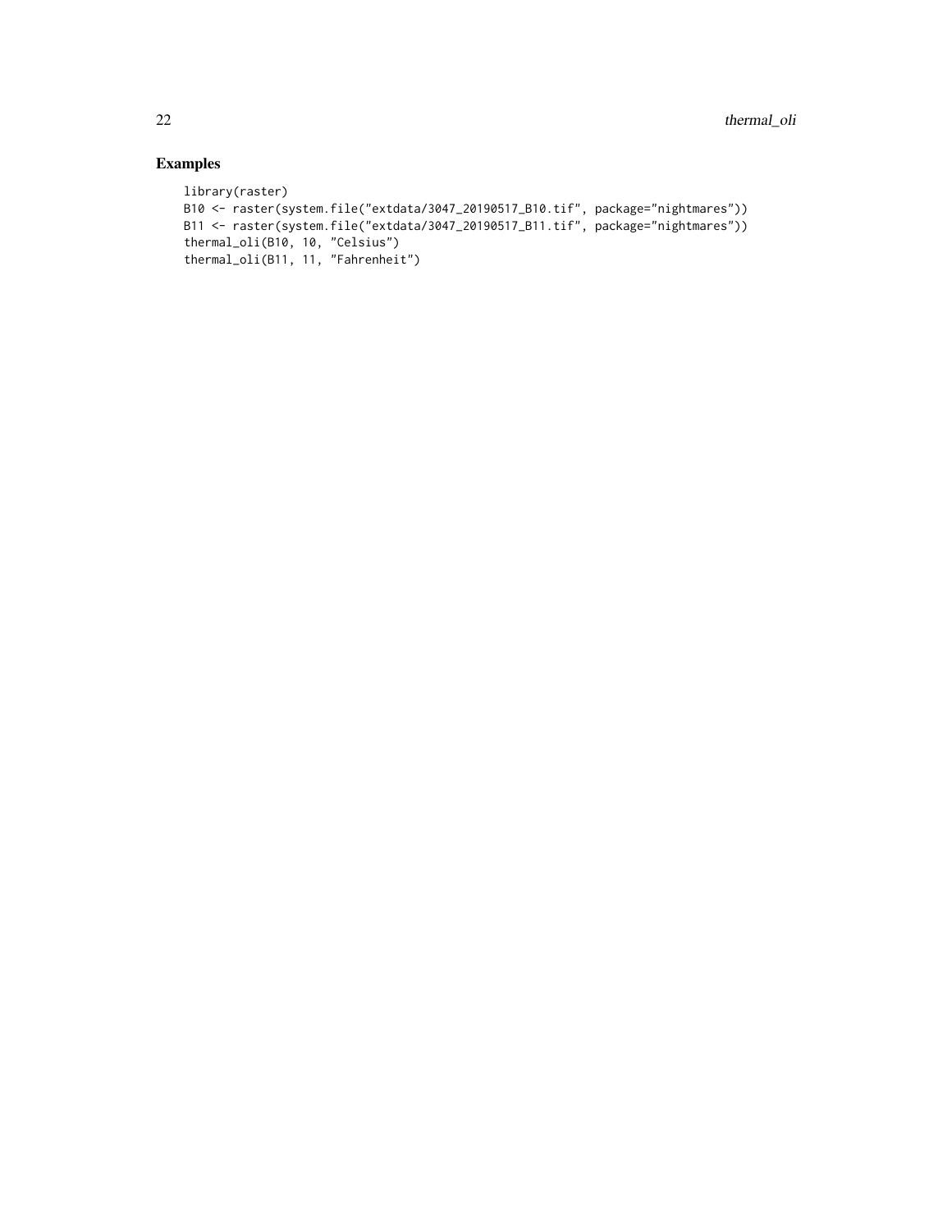## Examples

```
library(raster)
B10 <- raster(system.file("extdata/3047_20190517_B10.tif", package="nightmares"))
B11 <- raster(system.file("extdata/3047_20190517_B11.tif", package="nightmares"))
thermal_oli(B10, 10, "Celsius")
thermal_oli(B11, 11, "Fahrenheit")
```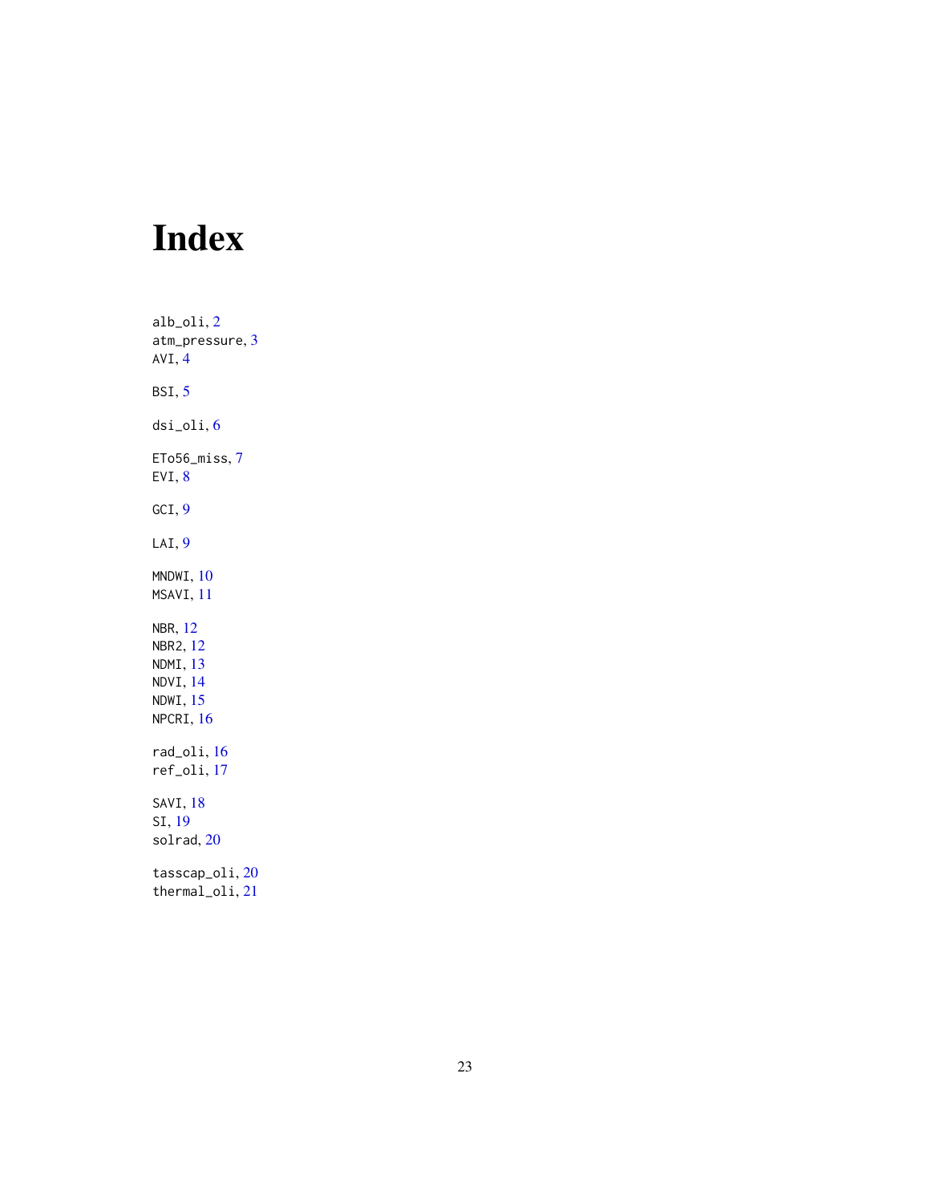# Index

alb_oli, 2
atm_pressure, 3
AVI, 4

BSI, 5

dsi_oli, 6

ETo56_miss, 7
EVI, 8

GCI, 9

LAI, 9

MNDWI, 10
MSAVI, 11

NBR, 12
NBR2, 12
NDMI, 13
NDVI, 14
NDWI, 15
NPCRI, 16

rad_oli, 16
ref_oli, 17

SAVI, 18
SI, 19
solrad, 20

tasscap_oli, 20
thermal_oli, 21